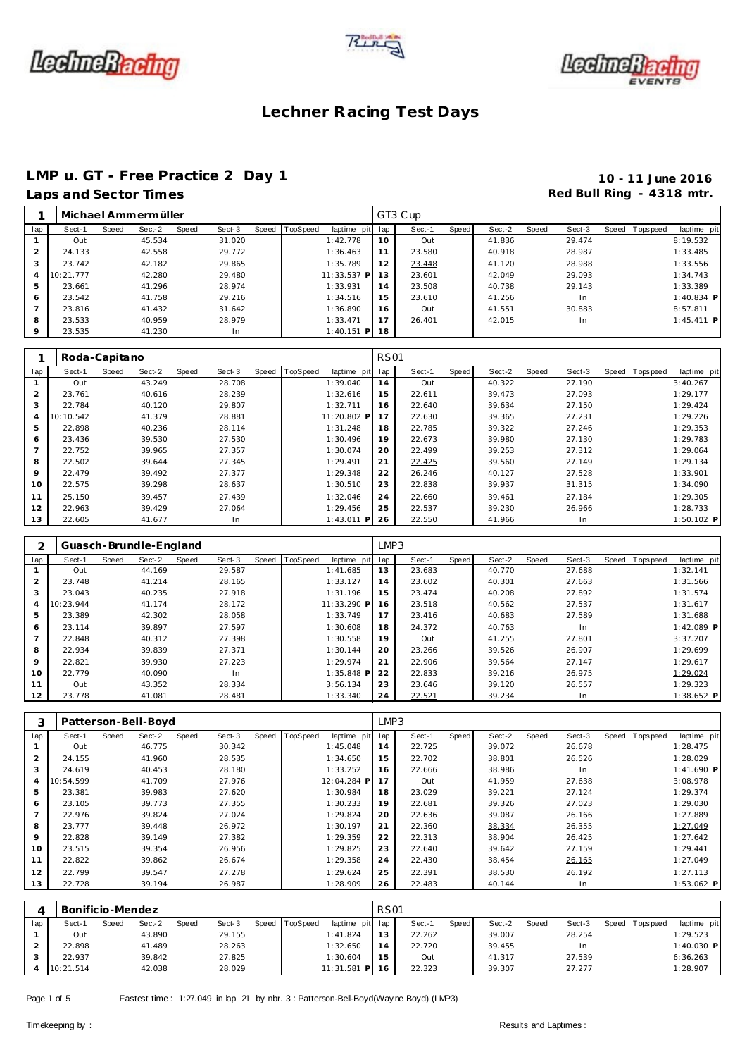# Lechner Racing Test Days

## LMP u. GT - Free Practice 2 Day 1

**10 - 11 June 2016**

### Laps and Sector Times

**Red Bull Ring - 4318 mtr.**

| 1 | Michael Ammermüller | | | | | | | | GT3 Cup | | | | | | | | |
|---|---|---|---|---|---|---|---|---|---|---|---|---|---|---|---|---|---|
| lap | Sect-1 | Speed | Sect-2 | Speed | Sect-3 | Speed | TopSpeed | laptime pit | lap | Sect-1 | Speed | Sect-2 | Speed | Sect-3 | Speed | Topspeed | laptime pit |
| 1 | Out | | 45.534 | | 31.020 | | | 1:42.778 | 10 | Out | | 41.836 | | 29.474 | | | 8:19.532 |
| 2 | 24.133 | | 42.558 | | 29.772 | | | 1:36.463 | 11 | 23.580 | | 40.918 | | 28.987 | | | 1:33.485 |
| 3 | 23.742 | | 42.182 | | 29.865 | | | 1:35.789 | 12 | 23.448 | | 41.120 | | 28.988 | | | 1:33.556 |
| 4 | 10:21.777 | | 42.280 | | 29.480 | | | 11:33.537 P | 13 | 23.601 | | 42.049 | | 29.093 | | | 1:34.743 |
| 5 | 23.661 | | 41.296 | | 28.974 | | | 1:33.931 | 14 | 23.508 | | 40.738 | | 29.143 | | | 1:33.389 |
| 6 | 23.542 | | 41.758 | | 29.216 | | | 1:34.516 | 15 | 23.610 | | 41.256 | | In | | | 1:40.834 P |
| 7 | 23.816 | | 41.432 | | 31.642 | | | 1:36.890 | 16 | Out | | 41.551 | | 30.883 | | | 8:57.811 |
| 8 | 23.533 | | 40.959 | | 28.979 | | | 1:33.471 | 17 | 26.401 | | 42.015 | | In | | | 1:45.411 P |
| 9 | 23.535 | | 41.230 | | In | | | 1:40.151 P | 18 | | | | | | | | |

| 1 | Roda-Capitano | | | | | | | | RS01 | | | | | | | | |
|---|---|---|---|---|---|---|---|---|---|---|---|---|---|---|---|---|---|
| lap | Sect-1 | Speed | Sect-2 | Speed | Sect-3 | Speed | TopSpeed | laptime pit | lap | Sect-1 | Speed | Sect-2 | Speed | Sect-3 | Speed | Topspeed | laptime pit |
| 1 | Out | | 43.249 | | 28.708 | | | 1:39.040 | 14 | Out | | 40.322 | | 27.190 | | | 3:40.267 |
| 2 | 23.761 | | 40.616 | | 28.239 | | | 1:32.616 | 15 | 22.611 | | 39.473 | | 27.093 | | | 1:29.177 |
| 3 | 22.784 | | 40.120 | | 29.807 | | | 1:32.711 | 16 | 22.640 | | 39.634 | | 27.150 | | | 1:29.424 |
| 4 | 10:10.542 | | 41.379 | | 28.881 | | | 11:20.802 P | 17 | 22.630 | | 39.365 | | 27.231 | | | 1:29.226 |
| 5 | 22.898 | | 40.236 | | 28.114 | | | 1:31.248 | 18 | 22.785 | | 39.322 | | 27.246 | | | 1:29.353 |
| 6 | 23.436 | | 39.530 | | 27.530 | | | 1:30.496 | 19 | 22.673 | | 39.980 | | 27.130 | | | 1:29.783 |
| 7 | 22.752 | | 39.965 | | 27.357 | | | 1:30.074 | 20 | 22.499 | | 39.253 | | 27.312 | | | 1:29.064 |
| 8 | 22.502 | | 39.644 | | 27.345 | | | 1:29.491 | 21 | 22.425 | | 39.560 | | 27.149 | | | 1:29.134 |
| 9 | 22.479 | | 39.492 | | 27.377 | | | 1:29.348 | 22 | 26.246 | | 40.127 | | 27.528 | | | 1:33.901 |
| 10 | 22.575 | | 39.298 | | 28.637 | | | 1:30.510 | 23 | 22.838 | | 39.937 | | 31.315 | | | 1:34.090 |
| 11 | 25.150 | | 39.457 | | 27.439 | | | 1:32.046 | 24 | 22.660 | | 39.461 | | 27.184 | | | 1:29.305 |
| 12 | 22.963 | | 39.429 | | 27.064 | | | 1:29.456 | 25 | 22.537 | | 39.230 | | 26.966 | | | 1:28.733 |
| 13 | 22.605 | | 41.677 | | In | | | 1:43.011 P | 26 | 22.550 | | 41.966 | | In | | | 1:50.102 P |

| 2 | Guasch-Brundle-England | | | | | | | | LMP3 | | | | | | | | |
|---|---|---|---|---|---|---|---|---|---|---|---|---|---|---|---|---|---|
| lap | Sect-1 | Speed | Sect-2 | Speed | Sect-3 | Speed | TopSpeed | laptime pit | lap | Sect-1 | Speed | Sect-2 | Speed | Sect-3 | Speed | Topspeed | laptime pit |
| 1 | Out | | 44.169 | | 29.587 | | | 1:41.685 | 13 | 23.683 | | 40.770 | | 27.688 | | | 1:32.141 |
| 2 | 23.748 | | 41.214 | | 28.165 | | | 1:33.127 | 14 | 23.602 | | 40.301 | | 27.663 | | | 1:31.566 |
| 3 | 23.043 | | 40.235 | | 27.918 | | | 1:31.196 | 15 | 23.474 | | 40.208 | | 27.892 | | | 1:31.574 |
| 4 | 10:23.944 | | 41.174 | | 28.172 | | | 11:33.290 P | 16 | 23.518 | | 40.562 | | 27.537 | | | 1:31.617 |
| 5 | 23.389 | | 42.302 | | 28.058 | | | 1:33.749 | 17 | 23.416 | | 40.683 | | 27.589 | | | 1:31.688 |
| 6 | 23.114 | | 39.897 | | 27.597 | | | 1:30.608 | 18 | 24.372 | | 40.763 | | In | | | 1:42.089 P |
| 7 | 22.848 | | 40.312 | | 27.398 | | | 1:30.558 | 19 | Out | | 41.255 | | 27.801 | | | 3:37.207 |
| 8 | 22.934 | | 39.839 | | 27.371 | | | 1:30.144 | 20 | 23.266 | | 39.526 | | 26.907 | | | 1:29.699 |
| 9 | 22.821 | | 39.930 | | 27.223 | | | 1:29.974 | 21 | 22.906 | | 39.564 | | 27.147 | | | 1:29.617 |
| 10 | 22.779 | | 40.090 | | In | | | 1:35.848 P | 22 | 22.833 | | 39.216 | | 26.975 | | | 1:29.024 |
| 11 | Out | | 43.352 | | 28.334 | | | 3:56.134 | 23 | 23.646 | | 39.120 | | 26.557 | | | 1:29.323 |
| 12 | 23.778 | | 41.081 | | 28.481 | | | 1:33.340 | 24 | 22.521 | | 39.234 | | In | | | 1:38.652 P |

| 3 | Patterson-Bell-Boyd | | | | | | | | LMP3 | | | | | | | | |
|---|---|---|---|---|---|---|---|---|---|---|---|---|---|---|---|---|---|
| lap | Sect-1 | Speed | Sect-2 | Speed | Sect-3 | Speed | TopSpeed | laptime pit | lap | Sect-1 | Speed | Sect-2 | Speed | Sect-3 | Speed | Topspeed | laptime pit |
| 1 | Out | | 46.775 | | 30.342 | | | 1:45.048 | 14 | 22.725 | | 39.072 | | 26.678 | | | 1:28.475 |
| 2 | 24.155 | | 41.960 | | 28.535 | | | 1:34.650 | 15 | 22.702 | | 38.801 | | 26.526 | | | 1:28.029 |
| 3 | 24.619 | | 40.453 | | 28.180 | | | 1:33.252 | 16 | 22.666 | | 38.986 | | In | | | 1:41.690 P |
| 4 | 10:54.599 | | 41.709 | | 27.976 | | | 12:04.284 P | 17 | Out | | 41.959 | | 27.638 | | | 3:08.978 |
| 5 | 23.381 | | 39.983 | | 27.620 | | | 1:30.984 | 18 | 23.029 | | 39.221 | | 27.124 | | | 1:29.374 |
| 6 | 23.105 | | 39.773 | | 27.355 | | | 1:30.233 | 19 | 22.681 | | 39.326 | | 27.023 | | | 1:29.030 |
| 7 | 22.976 | | 39.824 | | 27.024 | | | 1:29.824 | 20 | 22.636 | | 39.087 | | 26.166 | | | 1:27.889 |
| 8 | 23.777 | | 39.448 | | 26.972 | | | 1:30.197 | 21 | 22.360 | | 38.334 | | 26.355 | | | 1:27.049 |
| 9 | 22.828 | | 39.149 | | 27.382 | | | 1:29.359 | 22 | 22.313 | | 38.904 | | 26.425 | | | 1:27.642 |
| 10 | 23.515 | | 39.354 | | 26.956 | | | 1:29.825 | 23 | 22.640 | | 39.642 | | 27.159 | | | 1:29.441 |
| 11 | 22.822 | | 39.862 | | 26.674 | | | 1:29.358 | 24 | 22.430 | | 38.454 | | 26.165 | | | 1:27.049 |
| 12 | 22.799 | | 39.547 | | 27.278 | | | 1:29.624 | 25 | 22.391 | | 38.530 | | 26.192 | | | 1:27.113 |
| 13 | 22.728 | | 39.194 | | 26.987 | | | 1:28.909 | 26 | 22.483 | | 40.144 | | In | | | 1:53.062 P |

| 4 | Bonificio-Mendez | | | | | | | | RS01 | | | | | | | | |
|---|---|---|---|---|---|---|---|---|---|---|---|---|---|---|---|---|---|
| lap | Sect-1 | Speed | Sect-2 | Speed | Sect-3 | Speed | TopSpeed | laptime pit | lap | Sect-1 | Speed | Sect-2 | Speed | Sect-3 | Speed | Topspeed | laptime pit |
| 1 | Out | | 43.890 | | 29.155 | | | 1:41.824 | 13 | 22.262 | | 39.007 | | 28.254 | | | 1:29.523 |
| 2 | 22.898 | | 41.489 | | 28.263 | | | 1:32.650 | 14 | 22.720 | | 39.455 | | In | | | 1:40.030 P |
| 3 | 22.937 | | 39.842 | | 27.825 | | | 1:30.604 | 15 | Out | | 41.317 | | 27.539 | | | 6:36.263 |
| 4 | 10:21.514 | | 42.038 | | 28.029 | | | 11:31.581 P | 16 | 22.323 | | 39.307 | | 27.277 | | | 1:28.907 |

Fastest time : 1:27.049 in lap 21 by nbr. 3 : Patterson-Bell-Boyd(Wayne Boyd) (LMP3)

Timekeeping by :

Results and Laptimes :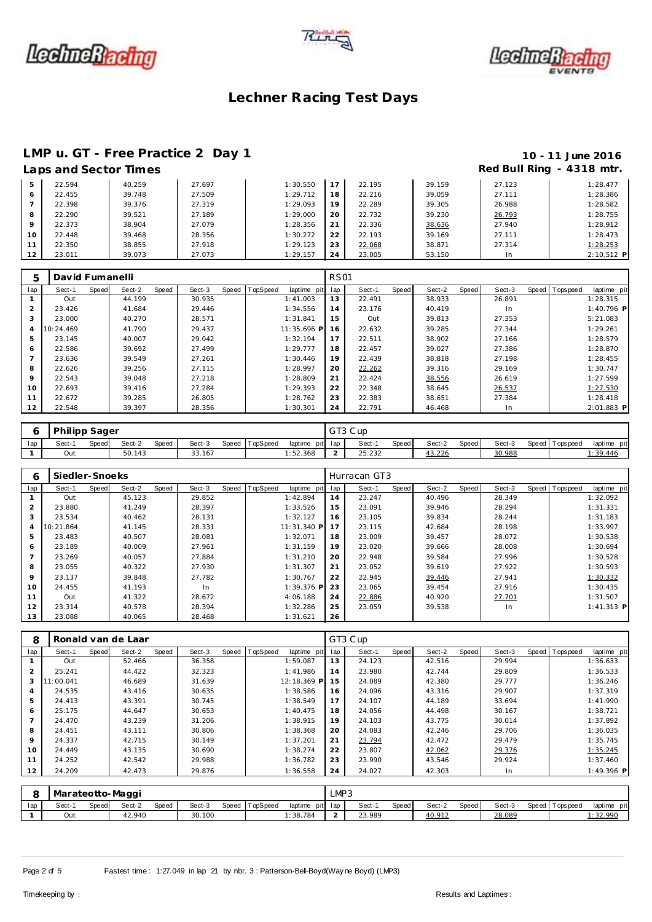# Lechner Racing Test Days

## LMP u. GT - Free Practice 2 Day 1

**10 - 11 June 2016**

### Laps and Sector Times

**Red Bull Ring - 4318 mtr.**

| lap | Sect-1 | Speed | Sect-2 | Speed | Sect-3 | Speed | TopSpeed | laptime pit | lap | Sect-1 | Speed | Sect-2 | Speed | Sect-3 | Speed | Topspeed | laptime pit |
|---|---|---|---|---|---|---|---|---|---|---|---|---|---|---|---|---|---|
| 5 | 22.594 | | 40.259 | | 27.697 | | | 1:30.550 | 17 | 22.195 | | 39.159 | | 27.123 | | | 1:28.477 |
| 6 | 22.455 | | 39.748 | | 27.509 | | | 1:29.712 | 18 | 22.216 | | 39.059 | | 27.111 | | | 1:28.386 |
| 7 | 22.398 | | 39.376 | | 27.319 | | | 1:29.093 | 19 | 22.289 | | 39.305 | | 26.988 | | | 1:28.582 |
| 8 | 22.290 | | 39.521 | | 27.189 | | | 1:29.000 | 20 | 22.732 | | 39.230 | | 26.793 | | | 1:28.755 |
| 9 | 22.373 | | 38.904 | | 27.079 | | | 1:28.356 | 21 | 22.336 | | 38.636 | | 27.940 | | | 1:28.912 |
| 10 | 22.448 | | 39.468 | | 28.356 | | | 1:30.272 | 22 | 22.193 | | 39.169 | | 27.111 | | | 1:28.473 |
| 11 | 22.350 | | 38.855 | | 27.918 | | | 1:29.123 | 23 | 22.068 | | 38.871 | | 27.314 | | | 1:28.253 |
| 12 | 23.011 | | 39.073 | | 27.073 | | | 1:29.157 | 24 | 23.005 | | 53.150 | | In | | | 2:10.512 P |

| 5 | David Fumanelli | | | | | | | | RS01 | | | | | | | | |
|---|---|---|---|---|---|---|---|---|---|---|---|---|---|---|---|---|---|
| lap | Sect-1 | Speed | Sect-2 | Speed | Sect-3 | Speed | TopSpeed | laptime pit | lap | Sect-1 | Speed | Sect-2 | Speed | Sect-3 | Speed | Topspeed | laptime pit |
| 1 | Out | | 44.199 | | 30.935 | | | 1:41.003 | 13 | 22.491 | | 38.933 | | 26.891 | | | 1:28.315 |
| 2 | 23.426 | | 41.684 | | 29.446 | | | 1:34.556 | 14 | 23.176 | | 40.419 | | In | | | 1:40.796 P |
| 3 | 23.000 | | 40.270 | | 28.571 | | | 1:31.841 | 15 | Out | | 39.813 | | 27.353 | | | 5:21.083 |
| 4 | 10:24.469 | | 41.790 | | 29.437 | | | 11:35.696 P | 16 | 22.632 | | 39.285 | | 27.344 | | | 1:29.261 |
| 5 | 23.145 | | 40.007 | | 29.042 | | | 1:32.194 | 17 | 22.511 | | 38.902 | | 27.166 | | | 1:28.579 |
| 6 | 22.586 | | 39.692 | | 27.499 | | | 1:29.777 | 18 | 22.457 | | 39.027 | | 27.386 | | | 1:28.870 |
| 7 | 23.636 | | 39.549 | | 27.261 | | | 1:30.446 | 19 | 22.439 | | 38.818 | | 27.198 | | | 1:28.455 |
| 8 | 22.626 | | 39.256 | | 27.115 | | | 1:28.997 | 20 | 22.262 | | 39.316 | | 29.169 | | | 1:30.747 |
| 9 | 22.543 | | 39.048 | | 27.218 | | | 1:28.809 | 21 | 22.424 | | 38.556 | | 26.619 | | | 1:27.599 |
| 10 | 22.693 | | 39.416 | | 27.284 | | | 1:29.393 | 22 | 22.348 | | 38.645 | | 26.537 | | | 1:27.530 |
| 11 | 22.672 | | 39.285 | | 26.805 | | | 1:28.762 | 23 | 22.383 | | 38.651 | | 27.384 | | | 1:28.418 |
| 12 | 22.548 | | 39.397 | | 28.356 | | | 1:30.301 | 24 | 22.791 | | 46.468 | | In | | | 2:01.883 P |

| 6 | Philipp Sager | | | | | | | | GT3 Cup | | | | | | | | |
|---|---|---|---|---|---|---|---|---|---|---|---|---|---|---|---|---|---|
| lap | Sect-1 | Speed | Sect-2 | Speed | Sect-3 | Speed | TopSpeed | laptime pit | lap | Sect-1 | Speed | Sect-2 | Speed | Sect-3 | Speed | Topspeed | laptime pit |
| 1 | Out | | 50.143 | | 33.167 | | | 1:52.368 | 2 | 25.232 | | 43.226 | | 30.988 | | | 1:39.446 |

| 6 | Siedler-Snoeks | | | | | | | | Hurracan GT3 | | | | | | | | |
|---|---|---|---|---|---|---|---|---|---|---|---|---|---|---|---|---|---|
| lap | Sect-1 | Speed | Sect-2 | Speed | Sect-3 | Speed | TopSpeed | laptime pit | lap | Sect-1 | Speed | Sect-2 | Speed | Sect-3 | Speed | Topspeed | laptime pit |
| 1 | Out | | 45.123 | | 29.852 | | | 1:42.894 | 14 | 23.247 | | 40.496 | | 28.349 | | | 1:32.092 |
| 2 | 23.880 | | 41.249 | | 28.397 | | | 1:33.526 | 15 | 23.091 | | 39.946 | | 28.294 | | | 1:31.331 |
| 3 | 23.534 | | 40.462 | | 28.131 | | | 1:32.127 | 16 | 23.105 | | 39.834 | | 28.244 | | | 1:31.183 |
| 4 | 10:21.864 | | 41.145 | | 28.331 | | | 11:31.340 P | 17 | 23.115 | | 42.684 | | 28.198 | | | 1:33.997 |
| 5 | 23.483 | | 40.507 | | 28.081 | | | 1:32.071 | 18 | 23.009 | | 39.457 | | 28.072 | | | 1:30.538 |
| 6 | 23.189 | | 40.009 | | 27.961 | | | 1:31.159 | 19 | 23.020 | | 39.666 | | 28.008 | | | 1:30.694 |
| 7 | 23.269 | | 40.057 | | 27.884 | | | 1:31.210 | 20 | 22.948 | | 39.584 | | 27.996 | | | 1:30.528 |
| 8 | 23.055 | | 40.322 | | 27.930 | | | 1:31.307 | 21 | 23.052 | | 39.619 | | 27.922 | | | 1:30.593 |
| 9 | 23.137 | | 39.848 | | 27.782 | | | 1:30.767 | 22 | 22.945 | | 39.446 | | 27.941 | | | 1:30.332 |
| 10 | 24.455 | | 41.193 | | In | | | 1:39.376 P | 23 | 23.065 | | 39.454 | | 27.916 | | | 1:30.435 |
| 11 | Out | | 41.322 | | 28.672 | | | 4:06.188 | 24 | 22.886 | | 40.920 | | 27.701 | | | 1:31.507 |
| 12 | 23.314 | | 40.578 | | 28.394 | | | 1:32.286 | 25 | 23.059 | | 39.538 | | In | | | 1:41.313 P |
| 13 | 23.088 | | 40.065 | | 28.468 | | | 1:31.621 | 26 | | | | | | | | |

| 8 | Ronald van de Laar | | | | | | | | GT3 Cup | | | | | | | | |
|---|---|---|---|---|---|---|---|---|---|---|---|---|---|---|---|---|---|
| lap | Sect-1 | Speed | Sect-2 | Speed | Sect-3 | Speed | TopSpeed | laptime pit | lap | Sect-1 | Speed | Sect-2 | Speed | Sect-3 | Speed | Topspeed | laptime pit |
| 1 | Out | | 52.466 | | 36.358 | | | 1:59.087 | 13 | 24.123 | | 42.516 | | 29.994 | | | 1:36.633 |
| 2 | 25.241 | | 44.422 | | 32.323 | | | 1:41.986 | 14 | 23.980 | | 42.744 | | 29.809 | | | 1:36.533 |
| 3 | 11:00.041 | | 46.689 | | 31.639 | | | 12:18.369 P | 15 | 24.089 | | 42.380 | | 29.777 | | | 1:36.246 |
| 4 | 24.535 | | 43.416 | | 30.635 | | | 1:38.586 | 16 | 24.096 | | 43.316 | | 29.907 | | | 1:37.319 |
| 5 | 24.413 | | 43.391 | | 30.745 | | | 1:38.549 | 17 | 24.107 | | 44.189 | | 33.694 | | | 1:41.990 |
| 6 | 25.175 | | 44.647 | | 30.653 | | | 1:40.475 | 18 | 24.056 | | 44.498 | | 30.167 | | | 1:38.721 |
| 7 | 24.470 | | 43.239 | | 31.206 | | | 1:38.915 | 19 | 24.103 | | 43.775 | | 30.014 | | | 1:37.892 |
| 8 | 24.451 | | 43.111 | | 30.806 | | | 1:38.368 | 20 | 24.083 | | 42.246 | | 29.706 | | | 1:36.035 |
| 9 | 24.337 | | 42.715 | | 30.149 | | | 1:37.201 | 21 | 23.794 | | 42.472 | | 29.479 | | | 1:35.745 |
| 10 | 24.449 | | 43.135 | | 30.690 | | | 1:38.274 | 22 | 23.807 | | 42.062 | | 29.376 | | | 1:35.245 |
| 11 | 24.252 | | 42.542 | | 29.988 | | | 1:36.782 | 23 | 23.990 | | 43.546 | | 29.924 | | | 1:37.460 |
| 12 | 24.209 | | 42.473 | | 29.876 | | | 1:36.558 | 24 | 24.027 | | 42.303 | | In | | | 1:49.396 P |

| 8 | Marateotto-Maggi | | | | | | | | LMP3 | | | | | | | | |
|---|---|---|---|---|---|---|---|---|---|---|---|---|---|---|---|---|---|
| lap | Sect-1 | Speed | Sect-2 | Speed | Sect-3 | Speed | TopSpeed | laptime pit | lap | Sect-1 | Speed | Sect-2 | Speed | Sect-3 | Speed | Topspeed | laptime pit |
| 1 | Out | | 42.940 | | 30.100 | | | 1:38.784 | 2 | 23.989 | | 40.912 | | 28.089 | | | 1:32.990 |

Fastest time : 1:27.049 in lap 21 by nbr. 3 : Patterson-Bell-Boyd(Wayne Boyd) (LMP3)

Timekeeping by : Results and Laptimes :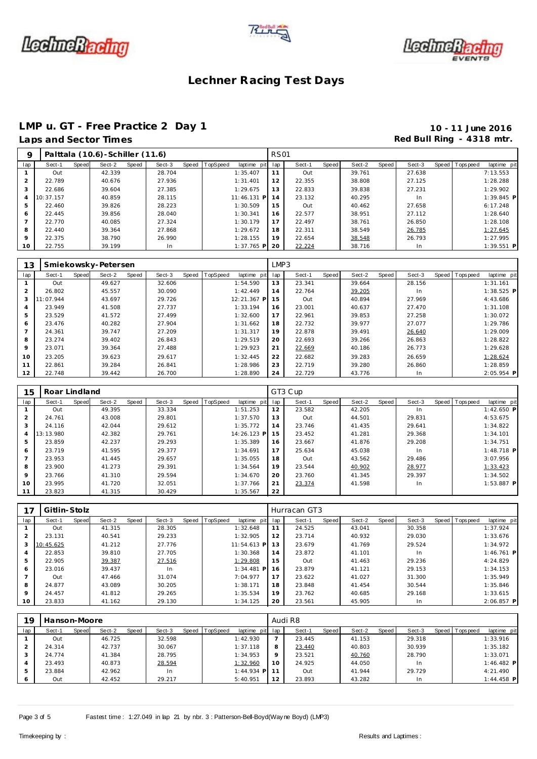# Lechner Racing Test Days

## LMP u. GT - Free Practice 2 Day 1

**10 - 11 June 2016**

**Laps and Sector Times**

**Red Bull Ring - 4318 mtr.**

| 9 | Palttala (10.6)-Schiller (11.6) | | | | | | | | RS01 | | | | | | | | |
|---|---|---|---|---|---|---|---|---|---|---|---|---|---|---|---|---|---|
| lap | Sect-1 | Speed | Sect-2 | Speed | Sect-3 | Speed | TopSpeed | laptime pit | lap | Sect-1 | Speed | Sect-2 | Speed | Sect-3 | Speed | Topspeed | laptime pit |
| 1 | Out | | 42.339 | | 28.704 | | | 1:35.407 | 11 | Out | | 39.761 | | 27.638 | | | 7:13.553 |
| 2 | 22.789 | | 40.676 | | 27.936 | | | 1:31.401 | 12 | 22.355 | | 38.808 | | 27.125 | | | 1:28.288 |
| 3 | 22.686 | | 39.604 | | 27.385 | | | 1:29.675 | 13 | 22.833 | | 39.838 | | 27.231 | | | 1:29.902 |
| 4 | 10:37.157 | | 40.859 | | 28.115 | | | 11:46.131 P | 14 | 23.132 | | 40.295 | | In | | | 1:39.845 P |
| 5 | 22.460 | | 39.826 | | 28.223 | | | 1:30.509 | 15 | Out | | 40.462 | | 27.658 | | | 6:17.248 |
| 6 | 22.445 | | 39.856 | | 28.040 | | | 1:30.341 | 16 | 22.577 | | 38.951 | | 27.112 | | | 1:28.640 |
| 7 | 22.770 | | 40.085 | | 27.324 | | | 1:30.179 | 17 | 22.497 | | 38.761 | | 26.850 | | | 1:28.108 |
| 8 | 22.440 | | 39.364 | | 27.868 | | | 1:29.672 | 18 | 22.311 | | 38.549 | | 26.785 | | | 1:27.645 |
| 9 | 22.375 | | 38.790 | | 26.990 | | | 1:28.155 | 19 | 22.654 | | 38.548 | | 26.793 | | | 1:27.995 |
| 10 | 22.755 | | 39.199 | | In | | | 1:37.765 P | 20 | 22.224 | | 38.716 | | In | | | 1:39.551 P |

| 13 | Smiekowsky-Petersen | | | | | | | | LMP3 | | | | | | | | |
|---|---|---|---|---|---|---|---|---|---|---|---|---|---|---|---|---|---|
| lap | Sect-1 | Speed | Sect-2 | Speed | Sect-3 | Speed | TopSpeed | laptime pit | lap | Sect-1 | Speed | Sect-2 | Speed | Sect-3 | Speed | Topspeed | laptime pit |
| 1 | Out | | 49.627 | | 32.606 | | | 1:54.590 | 13 | 23.341 | | 39.664 | | 28.156 | | | 1:31.161 |
| 2 | 26.802 | | 45.557 | | 30.090 | | | 1:42.449 | 14 | 22.764 | | 39.205 | | In | | | 1:38.525 P |
| 3 | 11:07.944 | | 43.697 | | 29.726 | | | 12:21.367 P | 15 | Out | | 40.894 | | 27.969 | | | 4:43.686 |
| 4 | 23.949 | | 41.508 | | 27.737 | | | 1:33.194 | 16 | 23.001 | | 40.637 | | 27.470 | | | 1:31.108 |
| 5 | 23.529 | | 41.572 | | 27.499 | | | 1:32.600 | 17 | 22.961 | | 39.853 | | 27.258 | | | 1:30.072 |
| 6 | 23.476 | | 40.282 | | 27.904 | | | 1:31.662 | 18 | 22.732 | | 39.977 | | 27.077 | | | 1:29.786 |
| 7 | 24.361 | | 39.747 | | 27.209 | | | 1:31.317 | 19 | 22.878 | | 39.491 | | 26.640 | | | 1:29.009 |
| 8 | 23.274 | | 39.402 | | 26.843 | | | 1:29.519 | 20 | 22.693 | | 39.266 | | 26.863 | | | 1:28.822 |
| 9 | 23.071 | | 39.364 | | 27.488 | | | 1:29.923 | 21 | 22.669 | | 40.186 | | 26.773 | | | 1:29.628 |
| 10 | 23.205 | | 39.623 | | 29.617 | | | 1:32.445 | 22 | 22.682 | | 39.283 | | 26.659 | | | 1:28.624 |
| 11 | 22.861 | | 39.284 | | 26.841 | | | 1:28.986 | 23 | 22.719 | | 39.280 | | 26.860 | | | 1:28.859 |
| 12 | 22.748 | | 39.442 | | 26.700 | | | 1:28.890 | 24 | 22.729 | | 43.776 | | In | | | 2:05.954 P |

| 15 | Roar Lindland | | | | | | | | GT3 Cup | | | | | | | | |
|---|---|---|---|---|---|---|---|---|---|---|---|---|---|---|---|---|---|
| lap | Sect-1 | Speed | Sect-2 | Speed | Sect-3 | Speed | TopSpeed | laptime pit | lap | Sect-1 | Speed | Sect-2 | Speed | Sect-3 | Speed | Topspeed | laptime pit |
| 1 | Out | | 49.395 | | 33.334 | | | 1:51.253 | 12 | 23.582 | | 42.205 | | In | | | 1:42.650 P |
| 2 | 24.761 | | 43.008 | | 29.801 | | | 1:37.570 | 13 | Out | | 44.501 | | 29.831 | | | 4:53.675 |
| 3 | 24.116 | | 42.044 | | 29.612 | | | 1:35.772 | 14 | 23.746 | | 41.435 | | 29.641 | | | 1:34.822 |
| 4 | 13:13.980 | | 42.382 | | 29.761 | | | 14:26.123 P | 15 | 23.452 | | 41.281 | | 29.368 | | | 1:34.101 |
| 5 | 23.859 | | 42.237 | | 29.293 | | | 1:35.389 | 16 | 23.667 | | 41.876 | | 29.208 | | | 1:34.751 |
| 6 | 23.719 | | 41.595 | | 29.377 | | | 1:34.691 | 17 | 25.634 | | 45.038 | | In | | | 1:48.718 P |
| 7 | 23.953 | | 41.445 | | 29.657 | | | 1:35.055 | 18 | Out | | 43.562 | | 29.486 | | | 3:07.956 |
| 8 | 23.900 | | 41.273 | | 29.391 | | | 1:34.564 | 19 | 23.544 | | 40.902 | | 28.977 | | | 1:33.423 |
| 9 | 23.766 | | 41.310 | | 29.594 | | | 1:34.670 | 20 | 23.760 | | 41.345 | | 29.397 | | | 1:34.502 |
| 10 | 23.995 | | 41.720 | | 32.051 | | | 1:37.766 | 21 | 23.374 | | 41.598 | | In | | | 1:53.887 P |
| 11 | 23.823 | | 41.315 | | 30.429 | | | 1:35.567 | 22 | | | | | | | | |

| 17 | Gitlin-Stolz | | | | | | | | Hurracan GT3 | | | | | | | | |
|---|---|---|---|---|---|---|---|---|---|---|---|---|---|---|---|---|---|
| lap | Sect-1 | Speed | Sect-2 | Speed | Sect-3 | Speed | TopSpeed | laptime pit | lap | Sect-1 | Speed | Sect-2 | Speed | Sect-3 | Speed | Topspeed | laptime pit |
| 1 | Out | | 41.315 | | 28.305 | | | 1:32.648 | 11 | 24.525 | | 43.041 | | 30.358 | | | 1:37.924 |
| 2 | 23.131 | | 40.541 | | 29.233 | | | 1:32.905 | 12 | 23.714 | | 40.932 | | 29.030 | | | 1:33.676 |
| 3 | 10:45.625 | | 41.212 | | 27.776 | | | 11:54.613 P | 13 | 23.679 | | 41.769 | | 29.524 | | | 1:34.972 |
| 4 | 22.853 | | 39.810 | | 27.705 | | | 1:30.368 | 14 | 23.872 | | 41.101 | | In | | | 1:46.761 P |
| 5 | 22.905 | | 39.387 | | 27.516 | | | 1:29.808 | 15 | Out | | 41.463 | | 29.236 | | | 4:24.829 |
| 6 | 23.016 | | 39.437 | | In | | | 1:34.481 P | 16 | 23.879 | | 41.121 | | 29.153 | | | 1:34.153 |
| 7 | Out | | 47.466 | | 31.074 | | | 7:04.977 | 17 | 23.622 | | 41.027 | | 31.300 | | | 1:35.949 |
| 8 | 24.877 | | 43.089 | | 30.205 | | | 1:38.171 | 18 | 23.848 | | 41.454 | | 30.544 | | | 1:35.846 |
| 9 | 24.457 | | 41.812 | | 29.265 | | | 1:35.534 | 19 | 23.762 | | 40.685 | | 29.168 | | | 1:33.615 |
| 10 | 23.833 | | 41.162 | | 29.130 | | | 1:34.125 | 20 | 23.561 | | 45.905 | | In | | | 2:06.857 P |

| 19 | Hanson-Moore | | | | | | | | Audi R8 | | | | | | | | |
|---|---|---|---|---|---|---|---|---|---|---|---|---|---|---|---|---|---|
| lap | Sect-1 | Speed | Sect-2 | Speed | Sect-3 | Speed | TopSpeed | laptime pit | lap | Sect-1 | Speed | Sect-2 | Speed | Sect-3 | Speed | Topspeed | laptime pit |
| 1 | Out | | 46.725 | | 32.598 | | | 1:42.930 | 7 | 23.445 | | 41.153 | | 29.318 | | | 1:33.916 |
| 2 | 24.314 | | 42.737 | | 30.067 | | | 1:37.118 | 8 | 23.440 | | 40.803 | | 30.939 | | | 1:35.182 |
| 3 | 24.774 | | 41.384 | | 28.795 | | | 1:34.953 | 9 | 23.521 | | 40.760 | | 28.790 | | | 1:33.071 |
| 4 | 23.493 | | 40.873 | | 28.594 | | | 1:32.960 | 10 | 24.925 | | 44.050 | | In | | | 1:46.482 P |
| 5 | 23.884 | | 42.962 | | In | | | 1:44.934 P | 11 | Out | | 41.944 | | 29.729 | | | 4:21.490 |
| 6 | Out | | 42.452 | | 29.217 | | | 5:40.951 | 12 | 23.893 | | 43.282 | | In | | | 1:44.458 P |

Fastest time : 1:27.049 in lap 21 by nbr. 3 : Patterson-Bell-Boyd(Wayne Boyd) (LMP3)

Timekeeping by :

Results and Laptimes :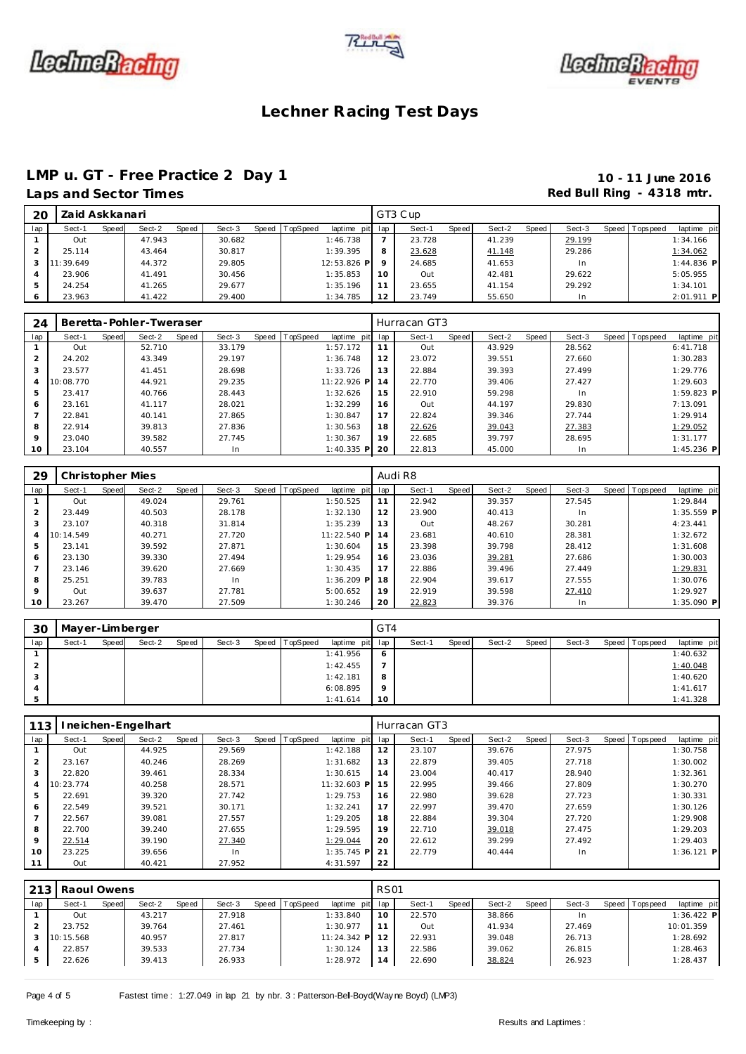# Lechner Racing Test Days

## LMP u. GT - Free Practice 2 Day 1

**10 - 11 June 2016**

**Laps and Sector Times**

**Red Bull Ring - 4318 mtr.**

| 20 | Zaid Askkanari | | | | | | | | | GT3 Cup | | | | | | | | |
|---|---|---|---|---|---|---|---|---|---|---|---|---|---|---|---|---|---|---|
| lap | Sect-1 | Speed | Sect-2 | Speed | Sect-3 | Speed | TopSpeed | laptime pit | lap | Sect-1 | Speed | Sect-2 | Speed | Sect-3 | Speed | Topspeed | laptime pit |
| 1 | Out | | 47.943 | | 30.682 | | | 1:46.738 | 7 | 23.728 | | 41.239 | | 29.199 | | | 1:34.166 |
| 2 | 25.114 | | 43.464 | | 30.817 | | | 1:39.395 | 8 | 23.628 | | 41.148 | | 29.286 | | | 1:34.062 |
| 3 | 11:39.649 | | 44.372 | | 29.805 | | | 12:53.826 P | 9 | 24.685 | | 41.653 | | In | | | 1:44.836 P |
| 4 | 23.906 | | 41.491 | | 30.456 | | | 1:35.853 | 10 | Out | | 42.481 | | 29.622 | | | 5:05.955 |
| 5 | 24.254 | | 41.265 | | 29.677 | | | 1:35.196 | 11 | 23.655 | | 41.154 | | 29.292 | | | 1:34.101 |
| 6 | 23.963 | | 41.422 | | 29.400 | | | 1:34.785 | 12 | 23.749 | | 55.650 | | In | | | 2:01.911 P |

| 24 | Beretta-Pohler-Tweraser | | | | | | | | | Hurracan GT3 | | | | | | | | |
|---|---|---|---|---|---|---|---|---|---|---|---|---|---|---|---|---|---|---|
| lap | Sect-1 | Speed | Sect-2 | Speed | Sect-3 | Speed | TopSpeed | laptime pit | lap | Sect-1 | Speed | Sect-2 | Speed | Sect-3 | Speed | Topspeed | laptime pit |
| 1 | Out | | 52.710 | | 33.179 | | | 1:57.172 | 11 | Out | | 43.929 | | 28.562 | | | 6:41.718 |
| 2 | 24.202 | | 43.349 | | 29.197 | | | 1:36.748 | 12 | 23.072 | | 39.551 | | 27.660 | | | 1:30.283 |
| 3 | 23.577 | | 41.451 | | 28.698 | | | 1:33.726 | 13 | 22.884 | | 39.393 | | 27.499 | | | 1:29.776 |
| 4 | 10:08.770 | | 44.921 | | 29.235 | | | 11:22.926 P | 14 | 22.770 | | 39.406 | | 27.427 | | | 1:29.603 |
| 5 | 23.417 | | 40.766 | | 28.443 | | | 1:32.626 | 15 | 22.910 | | 59.298 | | In | | | 1:59.823 P |
| 6 | 23.161 | | 41.117 | | 28.021 | | | 1:32.299 | 16 | Out | | 44.197 | | 29.830 | | | 7:13.091 |
| 7 | 22.841 | | 40.141 | | 27.865 | | | 1:30.847 | 17 | 22.824 | | 39.346 | | 27.744 | | | 1:29.914 |
| 8 | 22.914 | | 39.813 | | 27.836 | | | 1:30.563 | 18 | 22.626 | | 39.043 | | 27.383 | | | 1:29.052 |
| 9 | 23.040 | | 39.582 | | 27.745 | | | 1:30.367 | 19 | 22.685 | | 39.797 | | 28.695 | | | 1:31.177 |
| 10 | 23.104 | | 40.557 | | In | | | 1:40.335 P | 20 | 22.813 | | 45.000 | | In | | | 1:45.236 P |

| 29 | Christopher Mies | | | | | | | | | Audi R8 | | | | | | | | |
|---|---|---|---|---|---|---|---|---|---|---|---|---|---|---|---|---|---|---|
| lap | Sect-1 | Speed | Sect-2 | Speed | Sect-3 | Speed | TopSpeed | laptime pit | lap | Sect-1 | Speed | Sect-2 | Speed | Sect-3 | Speed | Topspeed | laptime pit |
| 1 | Out | | 49.024 | | 29.761 | | | 1:50.525 | 11 | 22.942 | | 39.357 | | 27.545 | | | 1:29.844 |
| 2 | 23.449 | | 40.503 | | 28.178 | | | 1:32.130 | 12 | 23.900 | | 40.413 | | In | | | 1:35.559 P |
| 3 | 23.107 | | 40.318 | | 31.814 | | | 1:35.239 | 13 | Out | | 48.267 | | 30.281 | | | 4:23.441 |
| 4 | 10:14.549 | | 40.271 | | 27.720 | | | 11:22.540 P | 14 | 23.681 | | 40.610 | | 28.381 | | | 1:32.672 |
| 5 | 23.141 | | 39.592 | | 27.871 | | | 1:30.604 | 15 | 23.398 | | 39.798 | | 28.412 | | | 1:31.608 |
| 6 | 23.130 | | 39.330 | | 27.494 | | | 1:29.954 | 16 | 23.036 | | 39.281 | | 27.686 | | | 1:30.003 |
| 7 | 23.146 | | 39.620 | | 27.669 | | | 1:30.435 | 17 | 22.886 | | 39.496 | | 27.449 | | | 1:29.831 |
| 8 | 25.251 | | 39.783 | | In | | | 1:36.209 P | 18 | 22.904 | | 39.617 | | 27.555 | | | 1:30.076 |
| 9 | Out | | 39.637 | | 27.781 | | | 5:00.652 | 19 | 22.919 | | 39.598 | | 27.410 | | | 1:29.927 |
| 10 | 23.267 | | 39.470 | | 27.509 | | | 1:30.246 | 20 | 22.823 | | 39.376 | | In | | | 1:35.090 P |

| 30 | Mayer-Limberger | | | | | | | | | GT4 | | | | | | | | |
|---|---|---|---|---|---|---|---|---|---|---|---|---|---|---|---|---|---|---|
| lap | Sect-1 | Speed | Sect-2 | Speed | Sect-3 | Speed | TopSpeed | laptime pit | lap | Sect-1 | Speed | Sect-2 | Speed | Sect-3 | Speed | Topspeed | laptime pit |
| 1 | | | | | | | | 1:41.956 | 6 | | | | | | | | 1:40.632 |
| 2 | | | | | | | | 1:42.455 | 7 | | | | | | | | 1:40.048 |
| 3 | | | | | | | | 1:42.181 | 8 | | | | | | | | 1:40.620 |
| 4 | | | | | | | | 6:08.895 | 9 | | | | | | | | 1:41.617 |
| 5 | | | | | | | | 1:41.614 | 10 | | | | | | | | 1:41.328 |

| 113 | Ineichen-Engelhart | | | | | | | | | Hurracan GT3 | | | | | | | | |
|---|---|---|---|---|---|---|---|---|---|---|---|---|---|---|---|---|---|---|
| lap | Sect-1 | Speed | Sect-2 | Speed | Sect-3 | Speed | TopSpeed | laptime pit | lap | Sect-1 | Speed | Sect-2 | Speed | Sect-3 | Speed | Topspeed | laptime pit |
| 1 | Out | | 44.925 | | 29.569 | | | 1:42.188 | 12 | 23.107 | | 39.676 | | 27.975 | | | 1:30.758 |
| 2 | 23.167 | | 40.246 | | 28.269 | | | 1:31.682 | 13 | 22.879 | | 39.405 | | 27.718 | | | 1:30.002 |
| 3 | 22.820 | | 39.461 | | 28.334 | | | 1:30.615 | 14 | 23.004 | | 40.417 | | 28.940 | | | 1:32.361 |
| 4 | 10:23.774 | | 40.258 | | 28.571 | | | 11:32.603 P | 15 | 22.995 | | 39.466 | | 27.809 | | | 1:30.270 |
| 5 | 22.691 | | 39.320 | | 27.742 | | | 1:29.753 | 16 | 22.980 | | 39.628 | | 27.723 | | | 1:30.331 |
| 6 | 22.549 | | 39.521 | | 30.171 | | | 1:32.241 | 17 | 22.997 | | 39.470 | | 27.659 | | | 1:30.126 |
| 7 | 22.567 | | 39.081 | | 27.557 | | | 1:29.205 | 18 | 22.884 | | 39.304 | | 27.720 | | | 1:29.908 |
| 8 | 22.700 | | 39.240 | | 27.655 | | | 1:29.595 | 19 | 22.710 | | 39.018 | | 27.475 | | | 1:29.203 |
| 9 | 22.514 | | 39.190 | | 27.340 | | | 1:29.044 | 20 | 22.612 | | 39.299 | | 27.492 | | | 1:29.403 |
| 10 | 23.225 | | 39.656 | | In | | | 1:35.745 P | 21 | 22.779 | | 40.444 | | In | | | 1:36.121 P |
| 11 | Out | | 40.421 | | 27.952 | | | 4:31.597 | 22 | | | | | | | | |

| 213 | Raoul Owens | | | | | | | | | RS01 | | | | | | | | |
|---|---|---|---|---|---|---|---|---|---|---|---|---|---|---|---|---|---|---|
| lap | Sect-1 | Speed | Sect-2 | Speed | Sect-3 | Speed | TopSpeed | laptime pit | lap | Sect-1 | Speed | Sect-2 | Speed | Sect-3 | Speed | Topspeed | laptime pit |
| 1 | Out | | 43.217 | | 27.918 | | | 1:33.840 | 10 | 22.570 | | 38.866 | | In | | | 1:36.422 P |
| 2 | 23.752 | | 39.764 | | 27.461 | | | 1:30.977 | 11 | Out | | 41.934 | | 27.469 | | | 10:01.359 |
| 3 | 10:15.568 | | 40.957 | | 27.817 | | | 11:24.342 P | 12 | 22.931 | | 39.048 | | 26.713 | | | 1:28.692 |
| 4 | 22.857 | | 39.533 | | 27.734 | | | 1:30.124 | 13 | 22.586 | | 39.062 | | 26.815 | | | 1:28.463 |
| 5 | 22.626 | | 39.413 | | 26.933 | | | 1:28.972 | 14 | 22.690 | | 38.824 | | 26.923 | | | 1:28.437 |

Fastest time : 1:27.049 in lap 21 by nbr. 3 : Patterson-Bell-Boyd(Wayne Boyd) (LMP3)

Timekeeping by :

Results and Laptimes :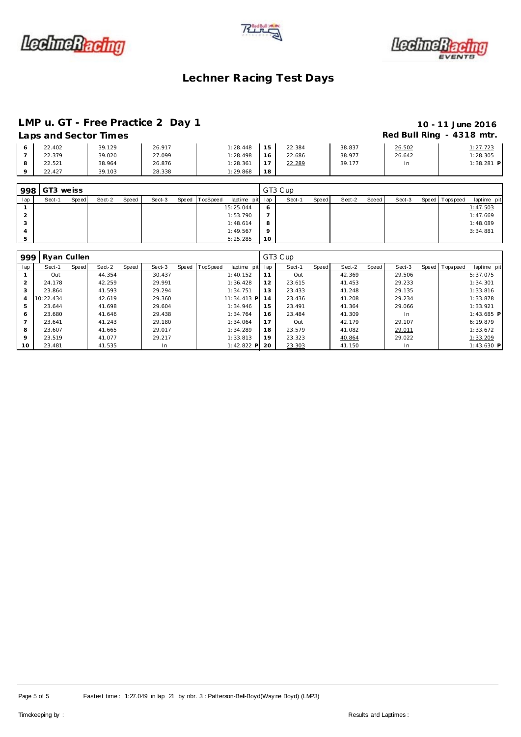# Lechner Racing Test Days

## LMP u. GT - Free Practice 2 Day 1

**10 - 11 June 2016**

### Laps and Sector Times

**Red Bull Ring - 4318 mtr.**

| lap | Sect-1 | Sect-2 | Sect-3 | laptime pit | lap | Sect-1 | Sect-2 | Sect-3 | laptime pit |
|---|---|---|---|---|---|---|---|---|---|
| 6 | 22.402 | 39.129 | 26.917 | 1:28.448 | 15 | 22.384 | 38.837 | 26.502 | 1:27.723 |
| 7 | 22.379 | 39.020 | 27.099 | 1:28.498 | 16 | 22.686 | 38.977 | 26.642 | 1:28.305 |
| 8 | 22.521 | 38.964 | 26.876 | 1:28.361 | 17 | 22.289 | 39.177 | In | 1:38.281 P |
| 9 | 22.427 | 39.103 | 28.338 | 1:29.868 | 18 | | | | |

**998 GT3 weiss** — GT3 Cup

| lap | Sect-1 | Speed | Sect-2 | Speed | Sect-3 | Speed | TopSpeed | laptime pit | lap | Sect-1 | Speed | Sect-2 | Speed | Sect-3 | Speed | Topspeed | laptime pit |
|---|---|---|---|---|---|---|---|---|---|---|---|---|---|---|---|---|---|
| 1 | | | | | | | | 15:25.044 | 6 | | | | | | | | 1:47.503 |
| 2 | | | | | | | | 1:53.790 | 7 | | | | | | | | 1:47.669 |
| 3 | | | | | | | | 1:48.614 | 8 | | | | | | | | 1:48.089 |
| 4 | | | | | | | | 1:49.567 | 9 | | | | | | | | 3:34.881 |
| 5 | | | | | | | | 5:25.285 | 10 | | | | | | | | |

**999 Ryan Cullen** — GT3 Cup

| lap | Sect-1 | Speed | Sect-2 | Speed | Sect-3 | Speed | TopSpeed | laptime pit | lap | Sect-1 | Speed | Sect-2 | Speed | Sect-3 | Speed | Topspeed | laptime pit |
|---|---|---|---|---|---|---|---|---|---|---|---|---|---|---|---|---|---|
| 1 | Out | | 44.354 | | 30.437 | | | 1:40.152 | 11 | Out | | 42.369 | | 29.506 | | | 5:37.075 |
| 2 | 24.178 | | 42.259 | | 29.991 | | | 1:36.428 | 12 | 23.615 | | 41.453 | | 29.233 | | | 1:34.301 |
| 3 | 23.864 | | 41.593 | | 29.294 | | | 1:34.751 | 13 | 23.433 | | 41.248 | | 29.135 | | | 1:33.816 |
| 4 | 10:22.434 | | 42.619 | | 29.360 | | | 11:34.413 P | 14 | 23.436 | | 41.208 | | 29.234 | | | 1:33.878 |
| 5 | 23.644 | | 41.698 | | 29.604 | | | 1:34.946 | 15 | 23.491 | | 41.364 | | 29.066 | | | 1:33.921 |
| 6 | 23.680 | | 41.646 | | 29.438 | | | 1:34.764 | 16 | 23.484 | | 41.309 | | In | | | 1:43.685 P |
| 7 | 23.641 | | 41.243 | | 29.180 | | | 1:34.064 | 17 | Out | | 42.179 | | 29.107 | | | 6:19.879 |
| 8 | 23.607 | | 41.665 | | 29.017 | | | 1:34.289 | 18 | 23.579 | | 41.082 | | 29.011 | | | 1:33.672 |
| 9 | 23.519 | | 41.077 | | 29.217 | | | 1:33.813 | 19 | 23.323 | | 40.864 | | 29.022 | | | 1:33.209 |
| 10 | 23.481 | | 41.535 | | In | | | 1:42.822 P | 20 | 23.303 | | 41.150 | | In | | | 1:43.630 P |

Fastest time : 1:27.049 in lap 21 by nbr. 3 : Patterson-Bell-Boyd(Wayne Boyd) (LMP3)

Timekeeping by :

Results and Laptimes :